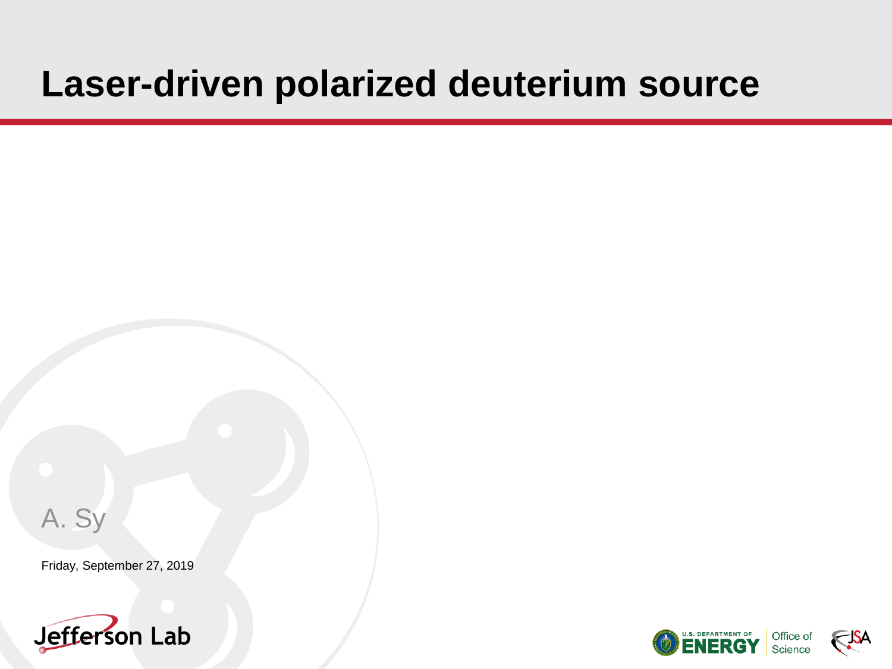# Laser-driven polarized deuterium source

A. Sy

Friday, September 27, 2019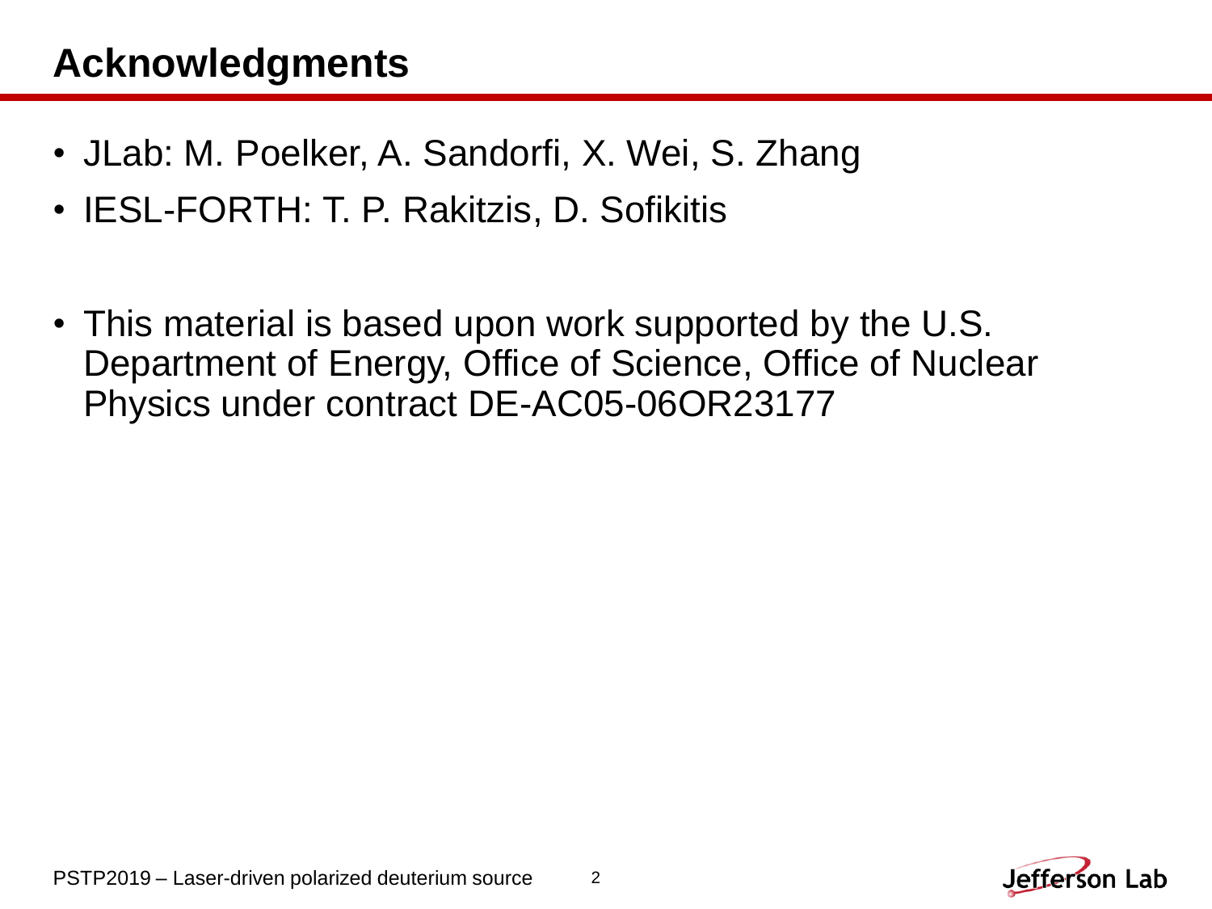# Acknowledgments

- JLab: M. Poelker, A. Sandorfi, X. Wei, S. Zhang
- IESL-FORTH: T. P. Rakitzis, D. Sofikitis

- This material is based upon work supported by the U.S. Department of Energy, Office of Science, Office of Nuclear Physics under contract DE-AC05-06OR23177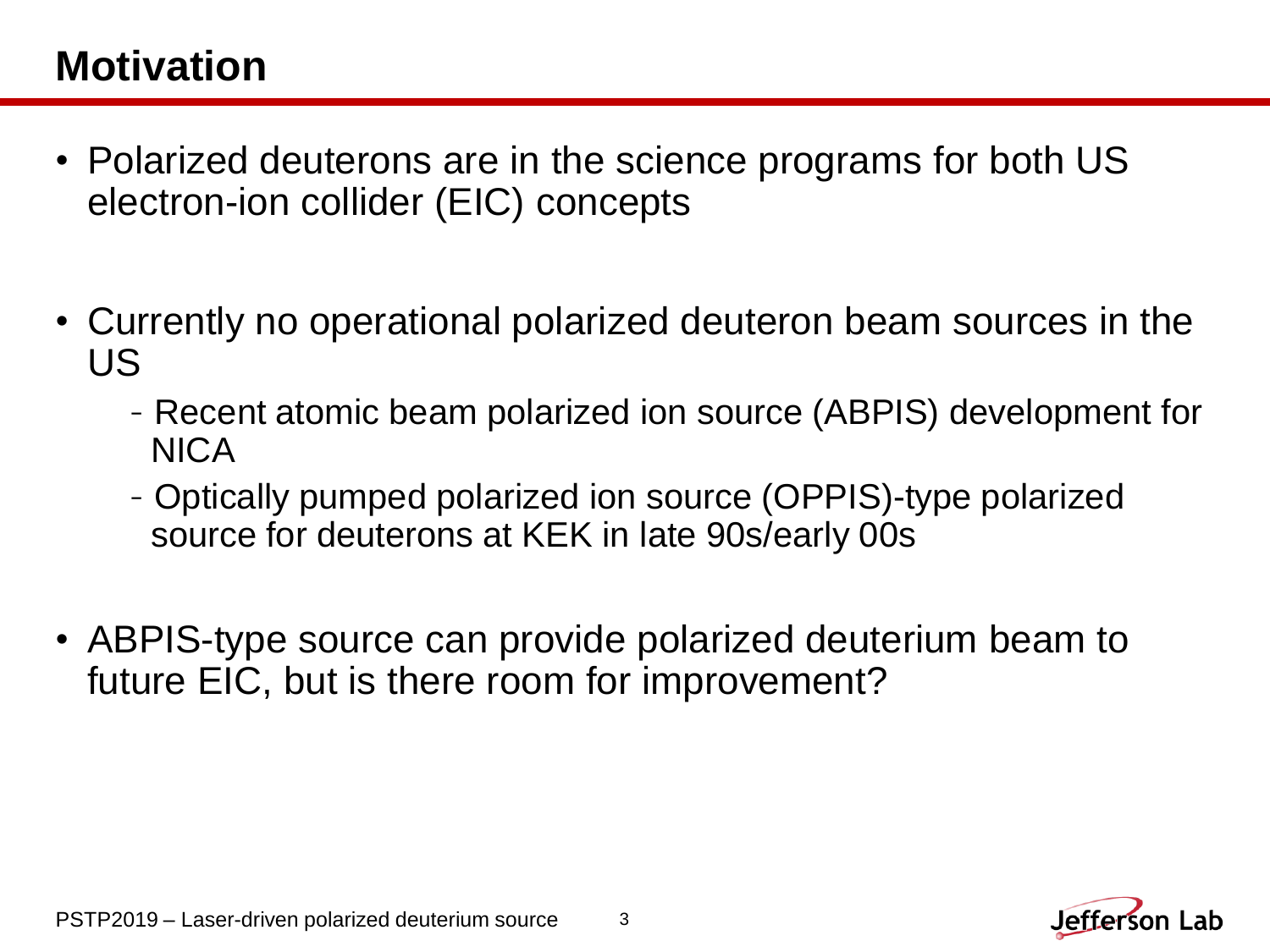# Motivation

- Polarized deuterons are in the science programs for both US electron-ion collider (EIC) concepts
- Currently no operational polarized deuteron beam sources in the US
  - Recent atomic beam polarized ion source (ABPIS) development for NICA
  - Optically pumped polarized ion source (OPPIS)-type polarized source for deuterons at KEK in late 90s/early 00s
- ABPIS-type source can provide polarized deuterium beam to future EIC, but is there room for improvement?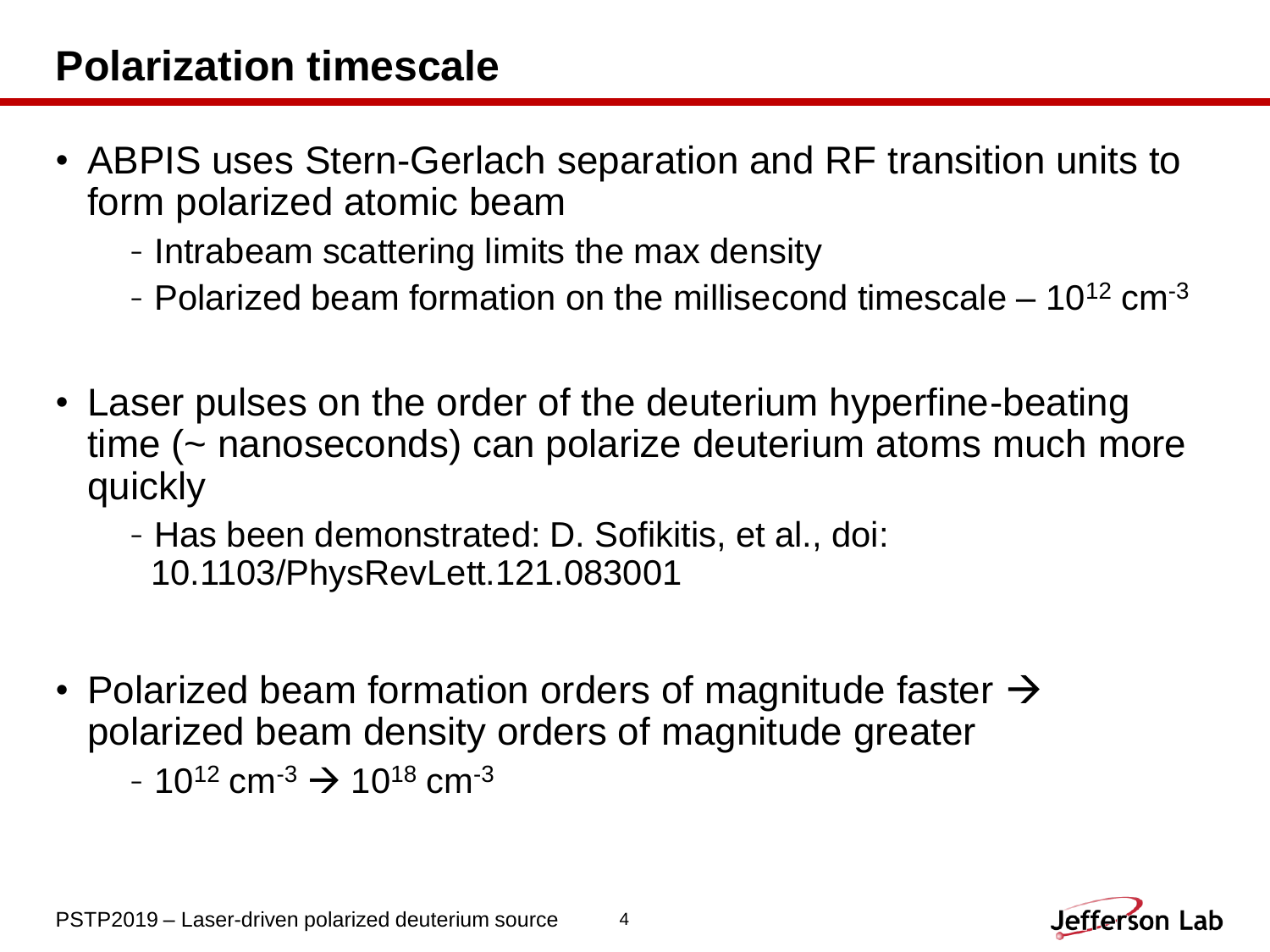# Polarization timescale

- ABPIS uses Stern-Gerlach separation and RF transition units to form polarized atomic beam
  - Intrabeam scattering limits the max density
  - Polarized beam formation on the millisecond timescale – $10^{12}$ $cm^{-3}$

- Laser pulses on the order of the deuterium hyperfine-beating time (~ nanoseconds) can polarize deuterium atoms much more quickly
  - Has been demonstrated: D. Sofikitis, et al., doi: 10.1103/PhysRevLett.121.083001

- Polarized beam formation orders of magnitude faster → polarized beam density orders of magnitude greater
  - $10^{12}$ $cm^{-3}$ → $10^{18}$ $cm^{-3}$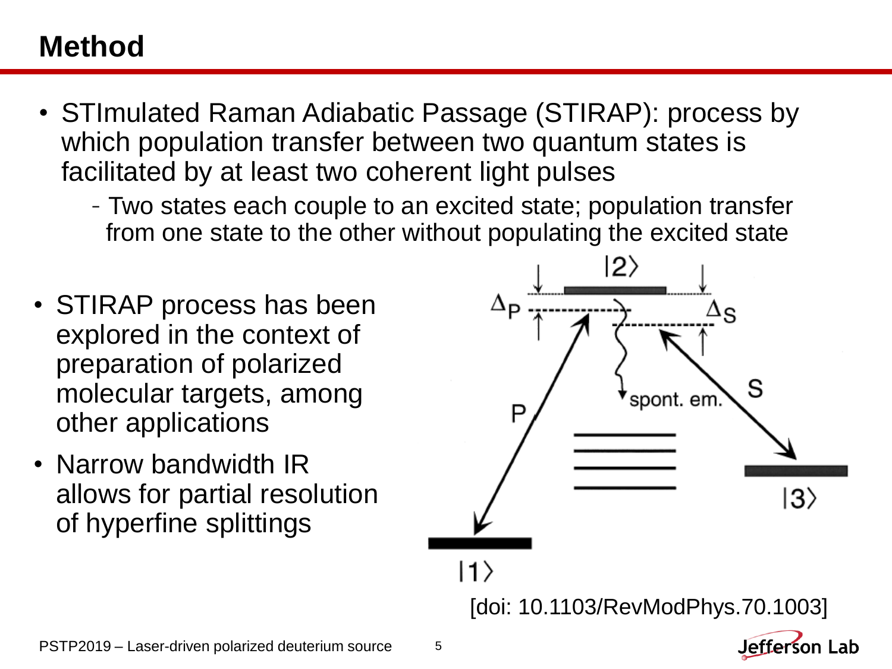# Method

- STImulated Raman Adiabatic Passage (STIRAP): process by which population transfer between two quantum states is facilitated by at least two coherent light pulses
  - Two states each couple to an excited state; population transfer from one state to the other without populating the excited state
- STIRAP process has been explored in the context of preparation of polarized molecular targets, among other applications
- Narrow bandwidth IR allows for partial resolution of hyperfine splittings

[doi: 10.1103/RevModPhys.70.1003]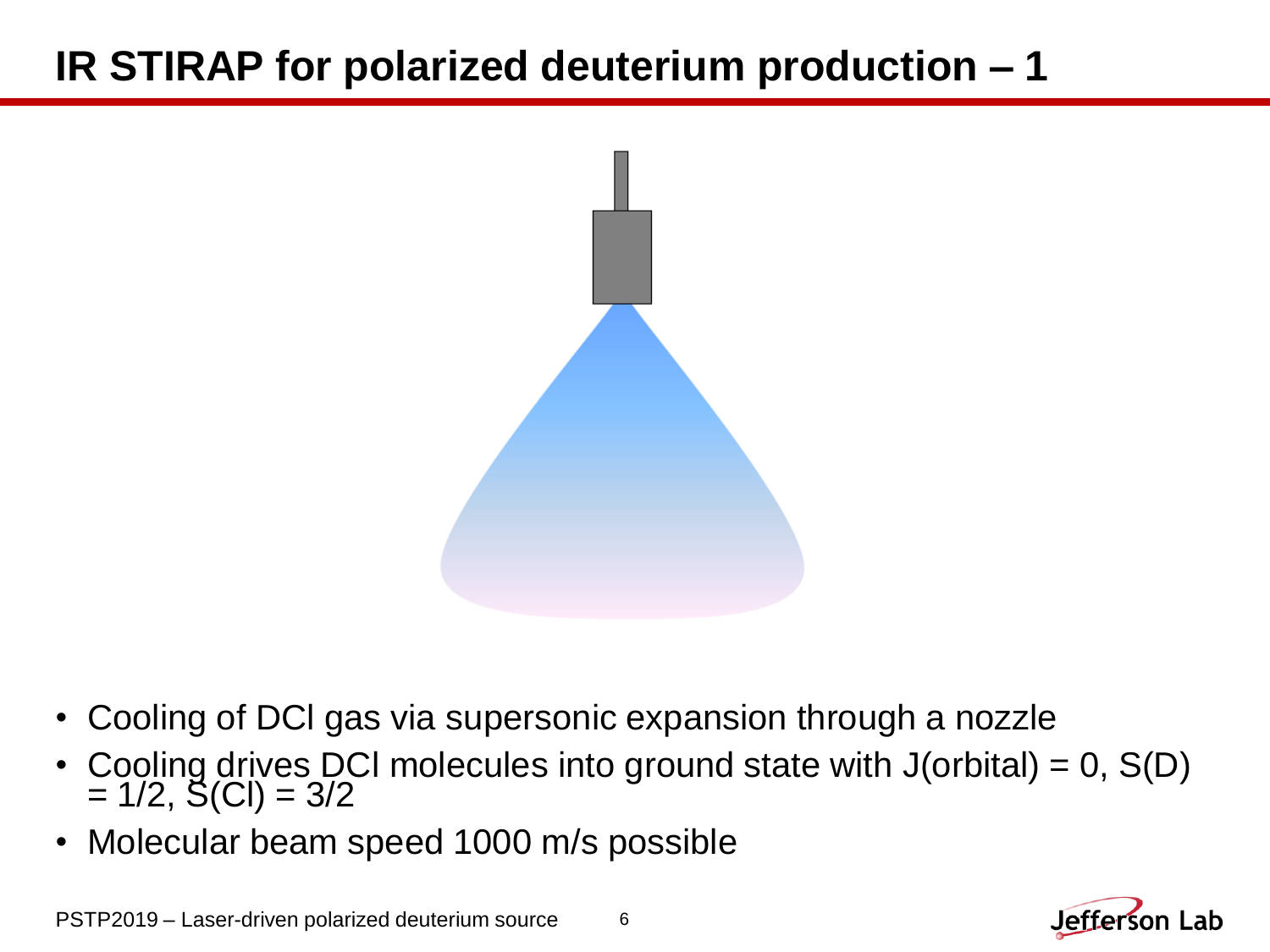# IR STIRAP for polarized deuterium production – 1

- Cooling of DCl gas via supersonic expansion through a nozzle
- Cooling drives DCl molecules into ground state with J(orbital) = 0, S(D) = 1/2, S(Cl) = 3/2
- Molecular beam speed 1000 m/s possible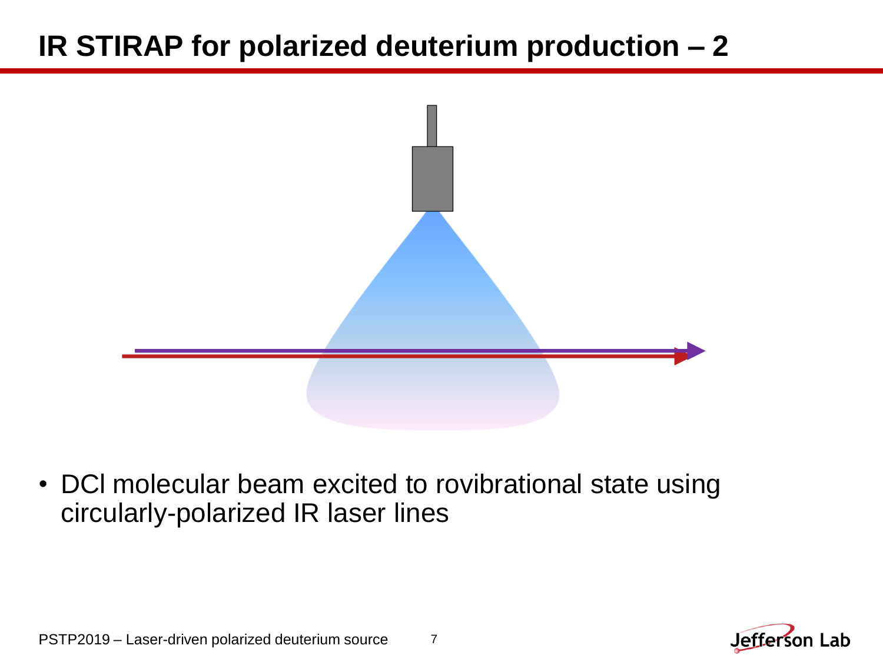# IR STIRAP for polarized deuterium production – 2

- DCl molecular beam excited to rovibrational state using circularly-polarized IR laser lines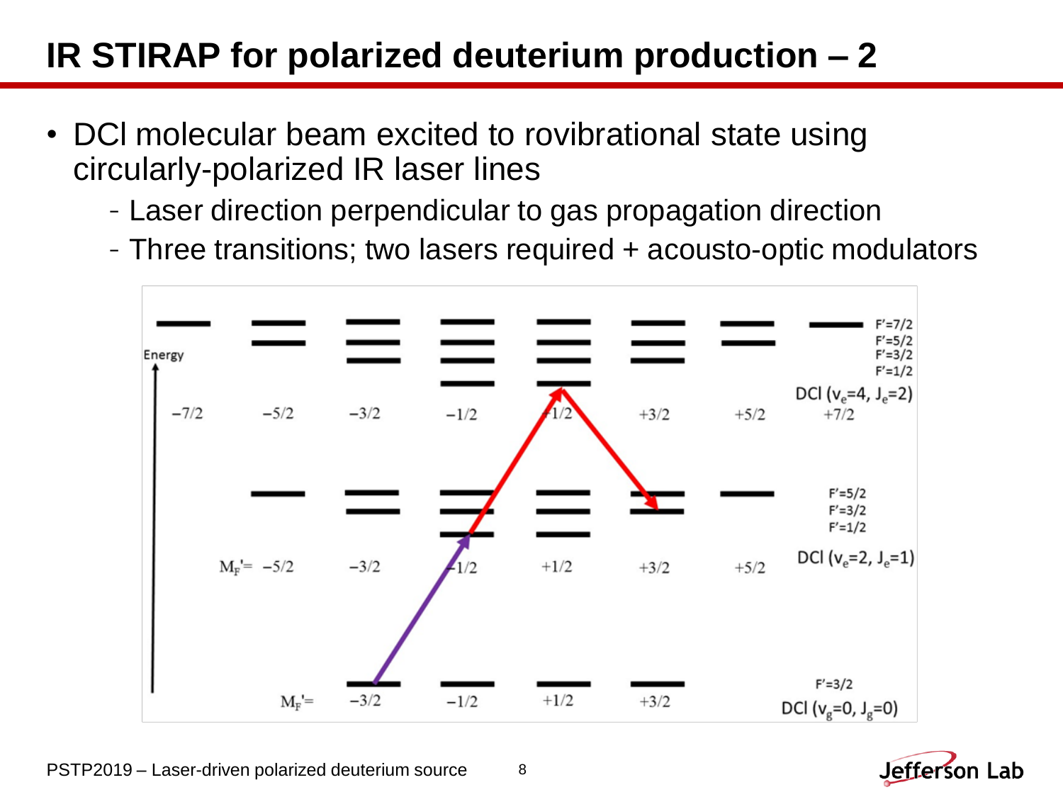# IR STIRAP for polarized deuterium production – 2

- DCl molecular beam excited to rovibrational state using circularly-polarized IR laser lines
  - Laser direction perpendicular to gas propagation direction
  - Three transitions; two lasers required + acousto-optic modulators

Energy

$-7/2$ $-5/2$ $-3/2$ $-1/2$ $+1/2$ $+3/2$ $+5/2$ $+7/2$

$F'=7/2$
$F'=5/2$
$F'=3/2$
$F'=1/2$
DCl ($v_e=4$, $J_e=2$)

$M_F'= -5/2$ $-3/2$ $-1/2$ $+1/2$ $+3/2$ $+5/2$

$F'=5/2$
$F'=3/2$
$F'=1/2$
DCl ($v_e=2$, $J_e=1$)

$M_F'=$ $-3/2$ $-1/2$ $+1/2$ $+3/2$

$F'=3/2$
DCl ($v_g=0$, $J_g=0$)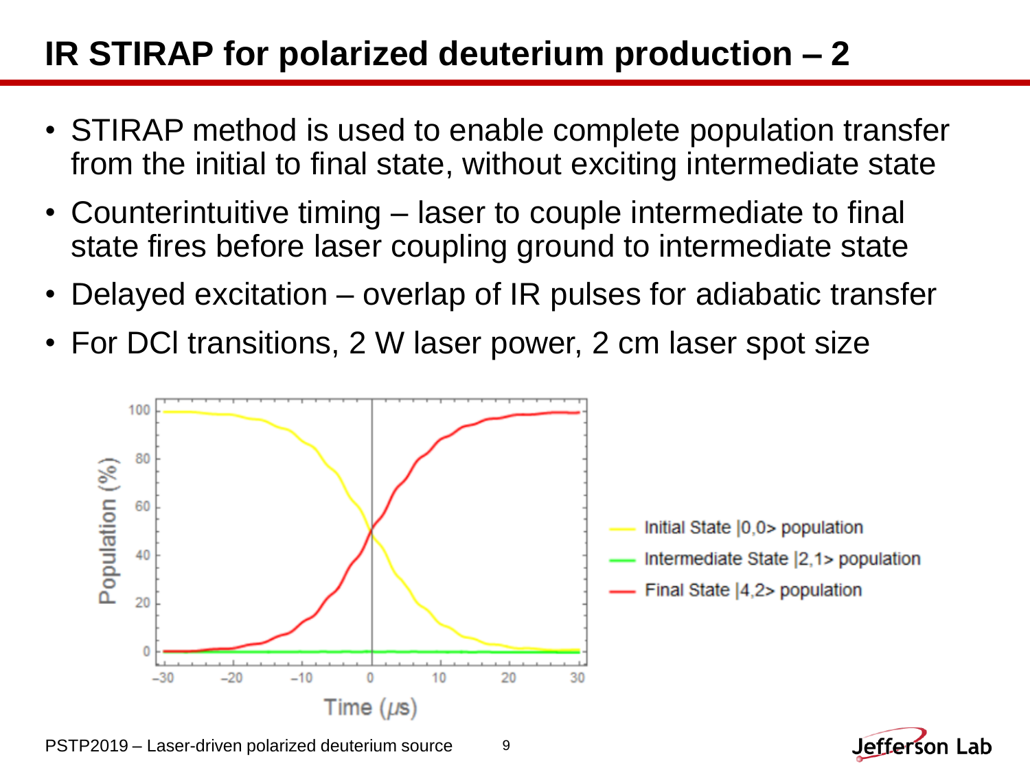# IR STIRAP for polarized deuterium production – 2

- STIRAP method is used to enable complete population transfer from the initial to final state, without exciting intermediate state
- Counterintuitive timing – laser to couple intermediate to final state fires before laser coupling ground to intermediate state
- Delayed excitation – overlap of IR pulses for adiabatic transfer
- For DCl transitions, 2 W laser power, 2 cm laser spot size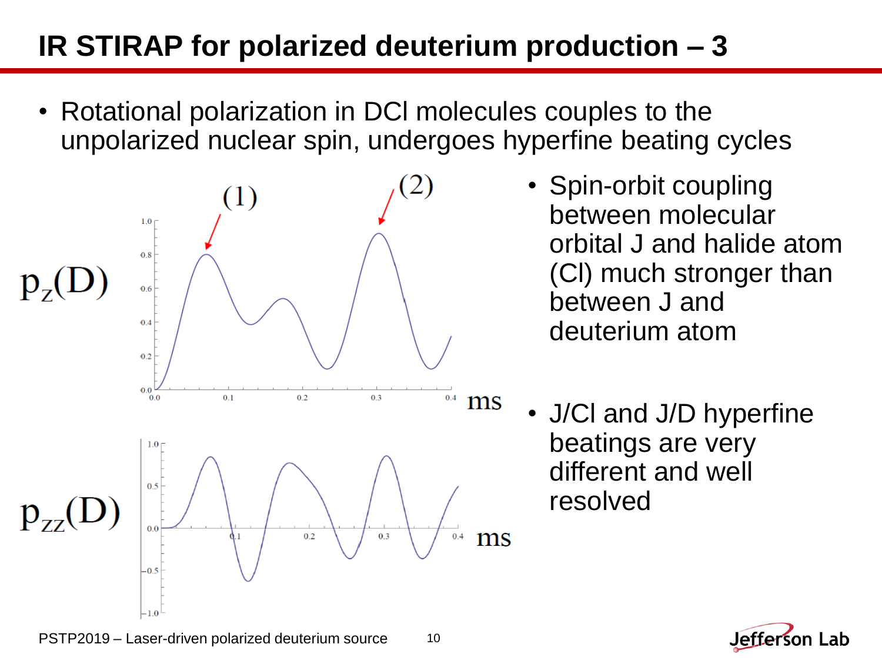# IR STIRAP for polarized deuterium production – 3

- Rotational polarization in DCl molecules couples to the unpolarized nuclear spin, undergoes hyperfine beating cycles

$p_z(D)$ (1) (2) ms

$p_{zz}(D)$ ms

- Spin-orbit coupling between molecular orbital J and halide atom (Cl) much stronger than between J and deuterium atom

- J/Cl and J/D hyperfine beatings are very different and well resolved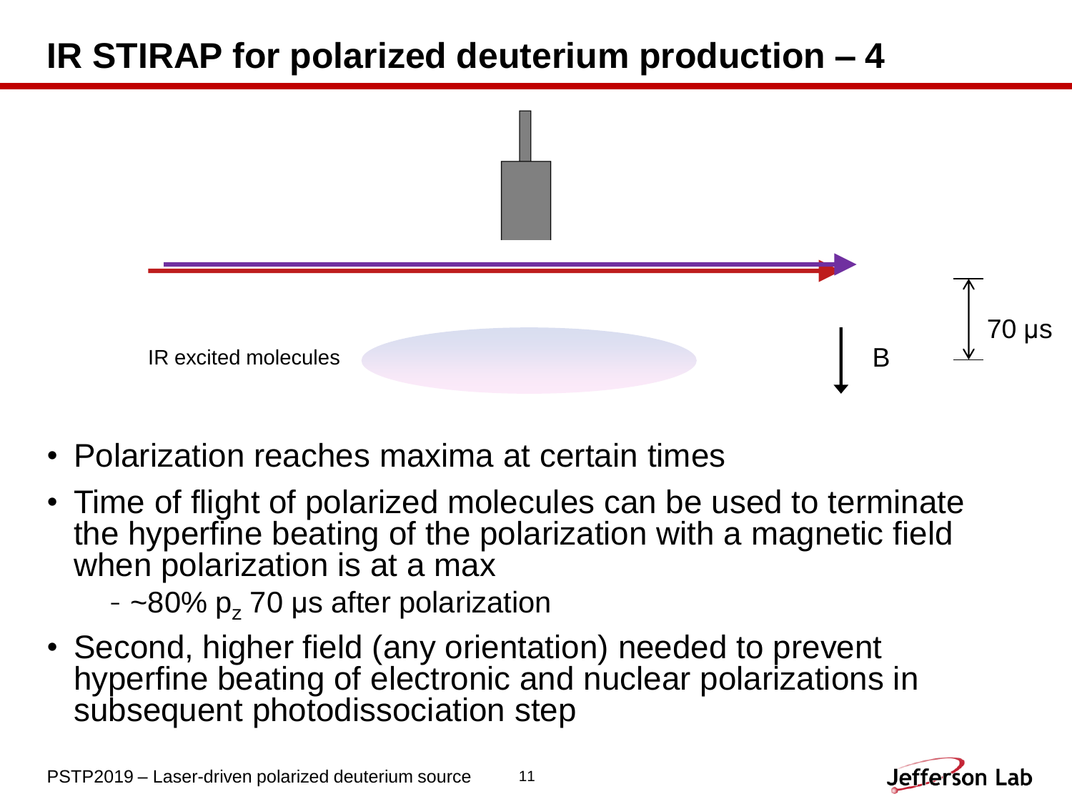# IR STIRAP for polarized deuterium production – 4

IR excited molecules

B

70 μs

- Polarization reaches maxima at certain times
- Time of flight of polarized molecules can be used to terminate the hyperfine beating of the polarization with a magnetic field when polarization is at a max
  - ~80% $p_z$ 70 μs after polarization
- Second, higher field (any orientation) needed to prevent hyperfine beating of electronic and nuclear polarizations in subsequent photodissociation step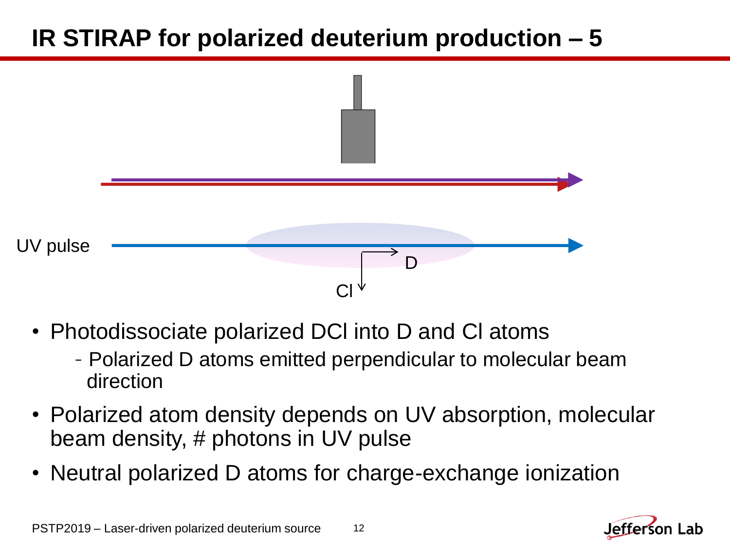# IR STIRAP for polarized deuterium production – 5

UV pulse

D

Cl

- Photodissociate polarized DCl into D and Cl atoms
  - Polarized D atoms emitted perpendicular to molecular beam direction
- Polarized atom density depends on UV absorption, molecular beam density, # photons in UV pulse
- Neutral polarized D atoms for charge-exchange ionization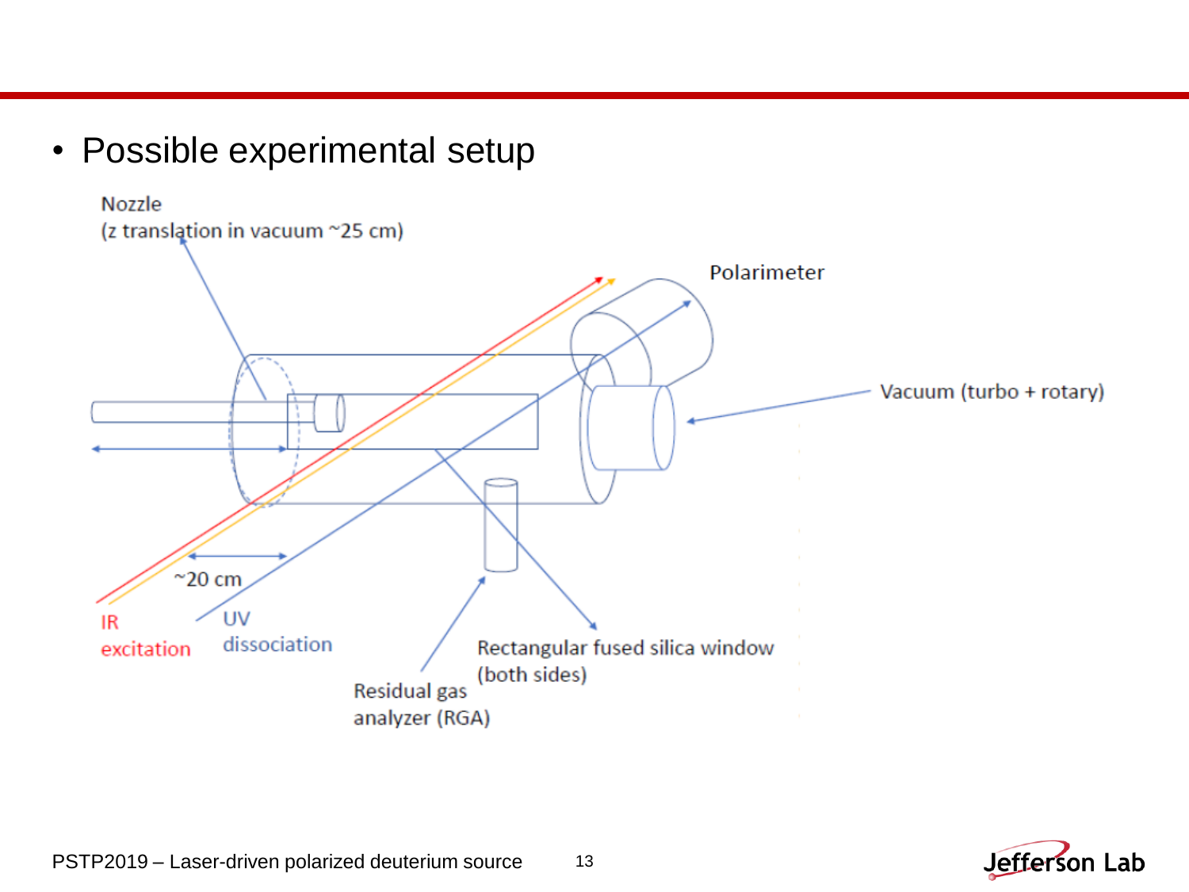- Possible experimental setup

Nozzle
(z translation in vacuum ~25 cm)

Polarimeter

Vacuum (turbo + rotary)

~20 cm

IR
excitation

UV
dissociation

Rectangular fused silica window
(both sides)

Residual gas
analyzer (RGA)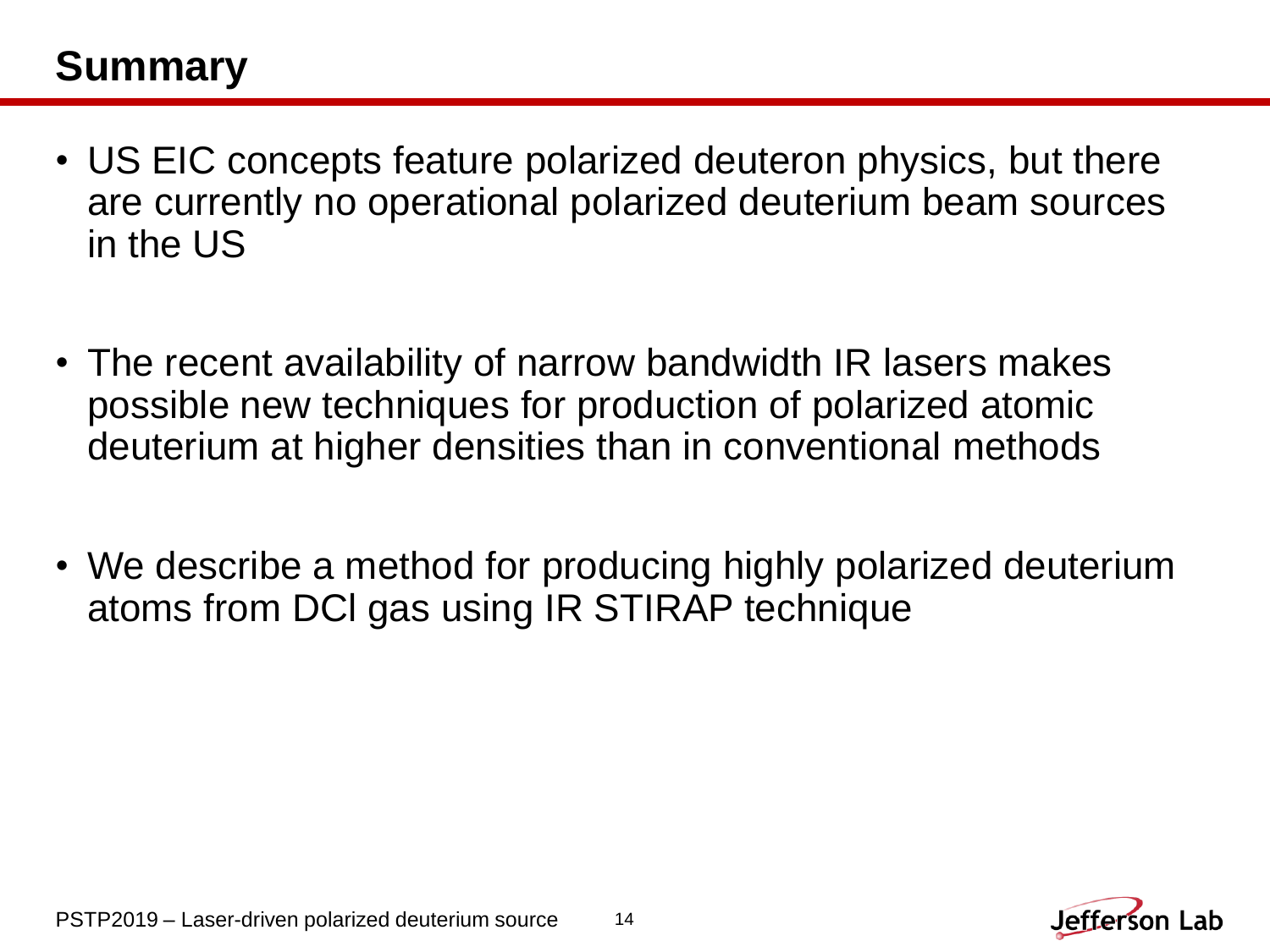# Summary

- US EIC concepts feature polarized deuteron physics, but there are currently no operational polarized deuterium beam sources in the US
- The recent availability of narrow bandwidth IR lasers makes possible new techniques for production of polarized atomic deuterium at higher densities than in conventional methods
- We describe a method for producing highly polarized deuterium atoms from DCl gas using IR STIRAP technique